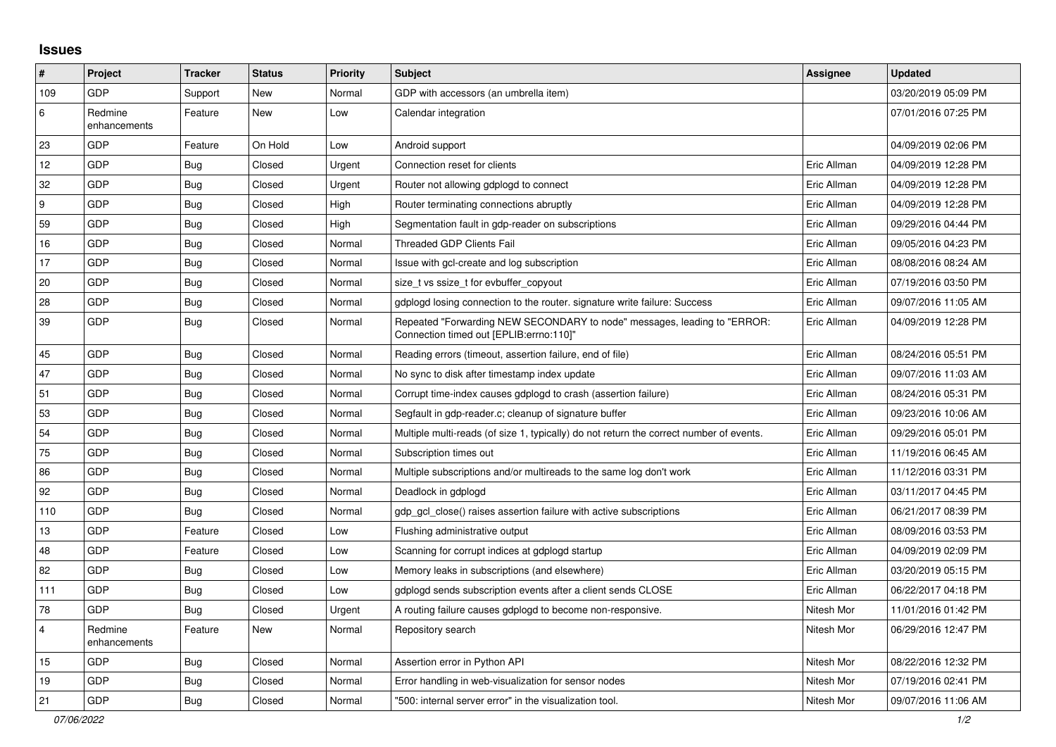## Issues

| # | Project | Tracker | Status | Priority | Subject | Assignee | Updated |
|---|---|---|---|---|---|---|---|
| 109 | GDP | Support | New | Normal | GDP with accessors (an umbrella item) | | 03/20/2019 05:09 PM |
| 6 | Redmine enhancements | Feature | New | Low | Calendar integration | | 07/01/2016 07:25 PM |
| 23 | GDP | Feature | On Hold | Low | Android support | | 04/09/2019 02:06 PM |
| 12 | GDP | Bug | Closed | Urgent | Connection reset for clients | Eric Allman | 04/09/2019 12:28 PM |
| 32 | GDP | Bug | Closed | Urgent | Router not allowing gdplogd to connect | Eric Allman | 04/09/2019 12:28 PM |
| 9 | GDP | Bug | Closed | High | Router terminating connections abruptly | Eric Allman | 04/09/2019 12:28 PM |
| 59 | GDP | Bug | Closed | High | Segmentation fault in gdp-reader on subscriptions | Eric Allman | 09/29/2016 04:44 PM |
| 16 | GDP | Bug | Closed | Normal | Threaded GDP Clients Fail | Eric Allman | 09/05/2016 04:23 PM |
| 17 | GDP | Bug | Closed | Normal | Issue with gcl-create and log subscription | Eric Allman | 08/08/2016 08:24 AM |
| 20 | GDP | Bug | Closed | Normal | size_t vs ssize_t for evbuffer_copyout | Eric Allman | 07/19/2016 03:50 PM |
| 28 | GDP | Bug | Closed | Normal | gdplogd losing connection to the router. signature write failure: Success | Eric Allman | 09/07/2016 11:05 AM |
| 39 | GDP | Bug | Closed | Normal | Repeated "Forwarding NEW SECONDARY to node" messages, leading to "ERROR: Connection timed out [EPLIB:errno:110]" | Eric Allman | 04/09/2019 12:28 PM |
| 45 | GDP | Bug | Closed | Normal | Reading errors (timeout, assertion failure, end of file) | Eric Allman | 08/24/2016 05:51 PM |
| 47 | GDP | Bug | Closed | Normal | No sync to disk after timestamp index update | Eric Allman | 09/07/2016 11:03 AM |
| 51 | GDP | Bug | Closed | Normal | Corrupt time-index causes gdplogd to crash (assertion failure) | Eric Allman | 08/24/2016 05:31 PM |
| 53 | GDP | Bug | Closed | Normal | Segfault in gdp-reader.c; cleanup of signature buffer | Eric Allman | 09/23/2016 10:06 AM |
| 54 | GDP | Bug | Closed | Normal | Multiple multi-reads (of size 1, typically) do not return the correct number of events. | Eric Allman | 09/29/2016 05:01 PM |
| 75 | GDP | Bug | Closed | Normal | Subscription times out | Eric Allman | 11/19/2016 06:45 AM |
| 86 | GDP | Bug | Closed | Normal | Multiple subscriptions and/or multireads to the same log don't work | Eric Allman | 11/12/2016 03:31 PM |
| 92 | GDP | Bug | Closed | Normal | Deadlock in gdplogd | Eric Allman | 03/11/2017 04:45 PM |
| 110 | GDP | Bug | Closed | Normal | gdp_gcl_close() raises assertion failure with active subscriptions | Eric Allman | 06/21/2017 08:39 PM |
| 13 | GDP | Feature | Closed | Low | Flushing administrative output | Eric Allman | 08/09/2016 03:53 PM |
| 48 | GDP | Feature | Closed | Low | Scanning for corrupt indices at gdplogd startup | Eric Allman | 04/09/2019 02:09 PM |
| 82 | GDP | Bug | Closed | Low | Memory leaks in subscriptions (and elsewhere) | Eric Allman | 03/20/2019 05:15 PM |
| 111 | GDP | Bug | Closed | Low | gdplogd sends subscription events after a client sends CLOSE | Eric Allman | 06/22/2017 04:18 PM |
| 78 | GDP | Bug | Closed | Urgent | A routing failure causes gdplogd to become non-responsive. | Nitesh Mor | 11/01/2016 01:42 PM |
| 4 | Redmine enhancements | Feature | New | Normal | Repository search | Nitesh Mor | 06/29/2016 12:47 PM |
| 15 | GDP | Bug | Closed | Normal | Assertion error in Python API | Nitesh Mor | 08/22/2016 12:32 PM |
| 19 | GDP | Bug | Closed | Normal | Error handling in web-visualization for sensor nodes | Nitesh Mor | 07/19/2016 02:41 PM |
| 21 | GDP | Bug | Closed | Normal | "500: internal server error" in the visualization tool. | Nitesh Mor | 09/07/2016 11:06 AM |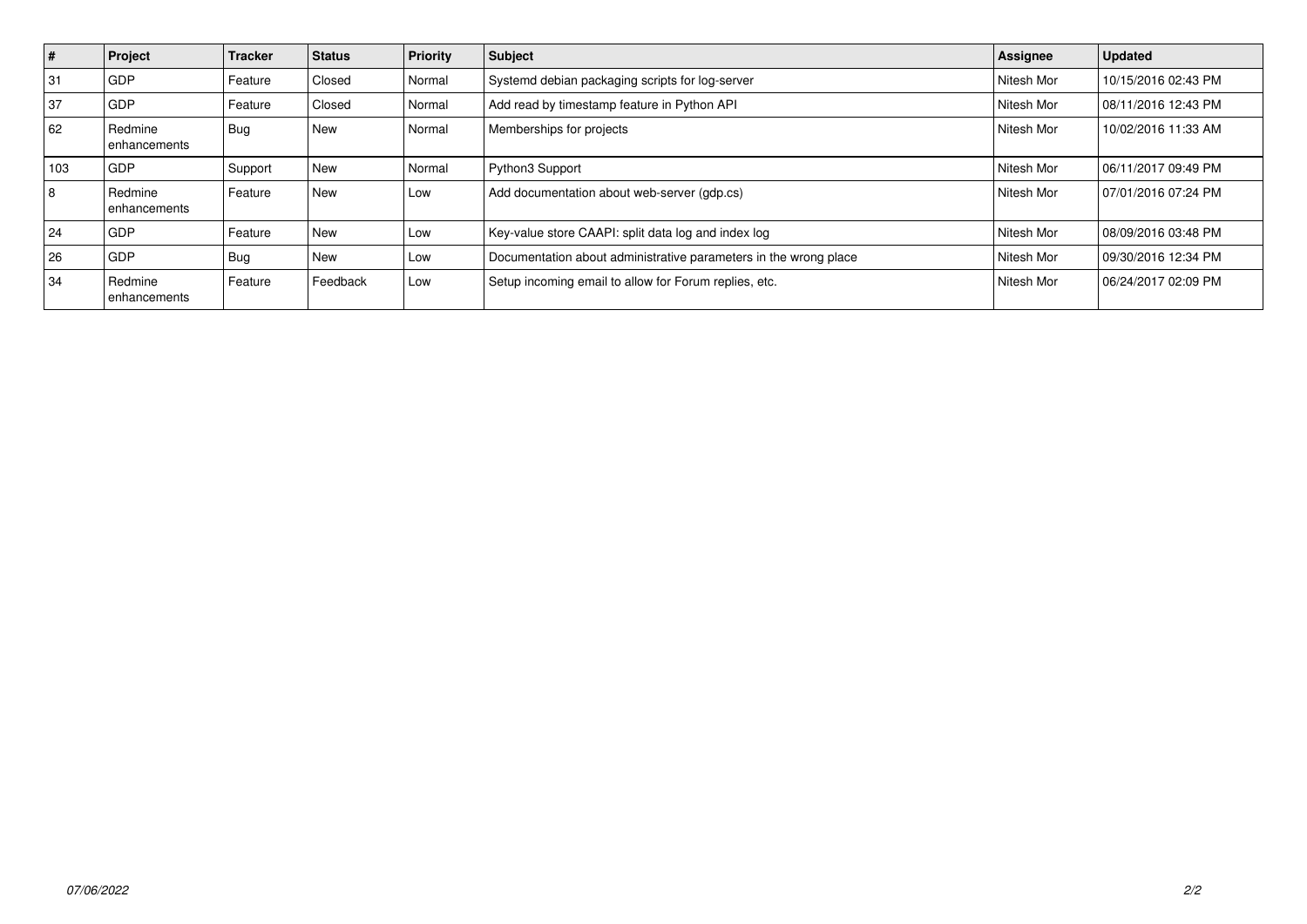| # | Project | Tracker | Status | Priority | Subject | Assignee | Updated |
|---|---|---|---|---|---|---|---|
| 31 | GDP | Feature | Closed | Normal | Systemd debian packaging scripts for log-server | Nitesh Mor | 10/15/2016 02:43 PM |
| 37 | GDP | Feature | Closed | Normal | Add read by timestamp feature in Python API | Nitesh Mor | 08/11/2016 12:43 PM |
| 62 | Redmine enhancements | Bug | New | Normal | Memberships for projects | Nitesh Mor | 10/02/2016 11:33 AM |
| 103 | GDP | Support | New | Normal | Python3 Support | Nitesh Mor | 06/11/2017 09:49 PM |
| 8 | Redmine enhancements | Feature | New | Low | Add documentation about web-server (gdp.cs) | Nitesh Mor | 07/01/2016 07:24 PM |
| 24 | GDP | Feature | New | Low | Key-value store CAAPI: split data log and index log | Nitesh Mor | 08/09/2016 03:48 PM |
| 26 | GDP | Bug | New | Low | Documentation about administrative parameters in the wrong place | Nitesh Mor | 09/30/2016 12:34 PM |
| 34 | Redmine enhancements | Feature | Feedback | Low | Setup incoming email to allow for Forum replies, etc. | Nitesh Mor | 06/24/2017 02:09 PM |